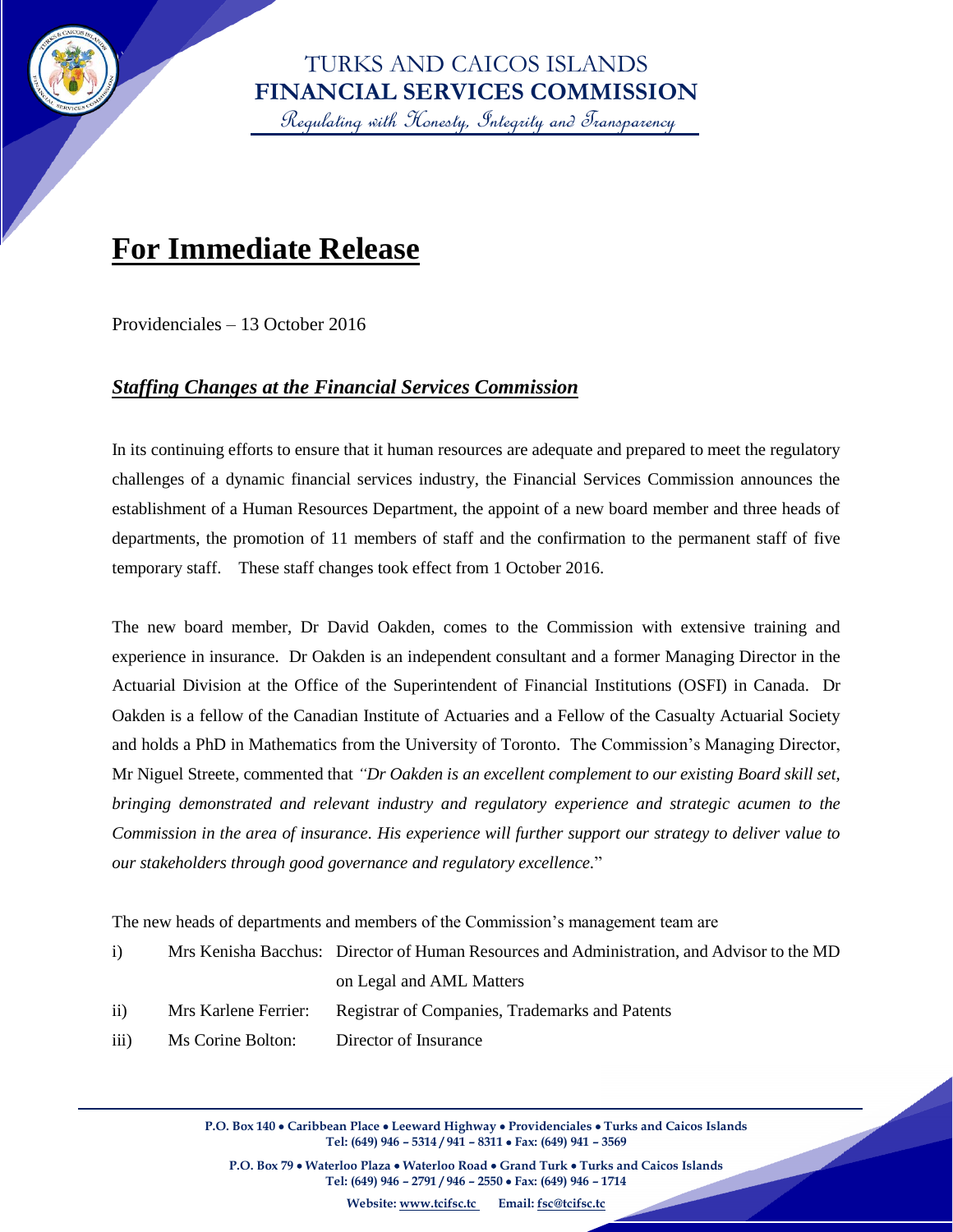TURKS AND CAICOS ISLANDS
**FINANCIAL SERVICES COMMISSION**
*Regulating with Honesty, Integrity and Transparency*

# For Immediate Release

Providenciales – 13 October 2016

## *Staffing Changes at the Financial Services Commission*

In its continuing efforts to ensure that it human resources are adequate and prepared to meet the regulatory challenges of a dynamic financial services industry, the Financial Services Commission announces the establishment of a Human Resources Department, the appoint of a new board member and three heads of departments, the promotion of 11 members of staff and the confirmation to the permanent staff of five temporary staff. These staff changes took effect from 1 October 2016.

The new board member, Dr David Oakden, comes to the Commission with extensive training and experience in insurance. Dr Oakden is an independent consultant and a former Managing Director in the Actuarial Division at the Office of the Superintendent of Financial Institutions (OSFI) in Canada. Dr Oakden is a fellow of the Canadian Institute of Actuaries and a Fellow of the Casualty Actuarial Society and holds a PhD in Mathematics from the University of Toronto. The Commission's Managing Director, Mr Niguel Streete, commented that *"Dr Oakden is an excellent complement to our existing Board skill set, bringing demonstrated and relevant industry and regulatory experience and strategic acumen to the Commission in the area of insurance. His experience will further support our strategy to deliver value to our stakeholders through good governance and regulatory excellence.*"

The new heads of departments and members of the Commission's management team are

| | | |
|---|---|---|
| i) | Mrs Kenisha Bacchus: | Director of Human Resources and Administration, and Advisor to the MD on Legal and AML Matters |
| ii) | Mrs Karlene Ferrier: | Registrar of Companies, Trademarks and Patents |
| iii) | Ms Corine Bolton: | Director of Insurance |

P.O. Box 140 • Caribbean Place • Leeward Highway • Providenciales • Turks and Caicos Islands
Tel: (649) 946 – 5314 / 941 – 8311 • Fax: (649) 941 – 3569

P.O. Box 79 • Waterloo Plaza • Waterloo Road • Grand Turk • Turks and Caicos Islands
Tel: (649) 946 – 2791 / 946 – 2550 • Fax: (649) 946 – 1714

Website: www.tcifsc.tc Email: fsc@tcifsc.tc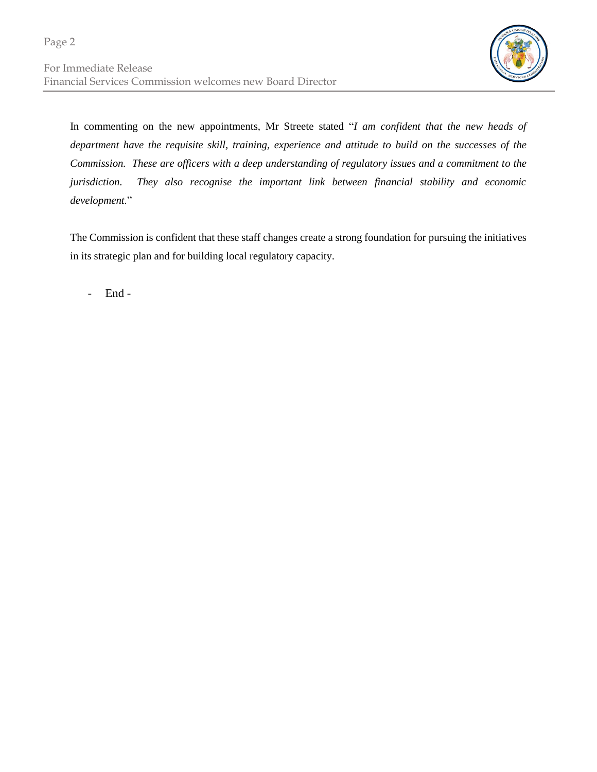In commenting on the new appointments, Mr Streete stated "*I am confident that the new heads of department have the requisite skill, training, experience and attitude to build on the successes of the Commission. These are officers with a deep understanding of regulatory issues and a commitment to the jurisdiction. They also recognise the important link between financial stability and economic development.*"

The Commission is confident that these staff changes create a strong foundation for pursuing the initiatives in its strategic plan and for building local regulatory capacity.

- End -